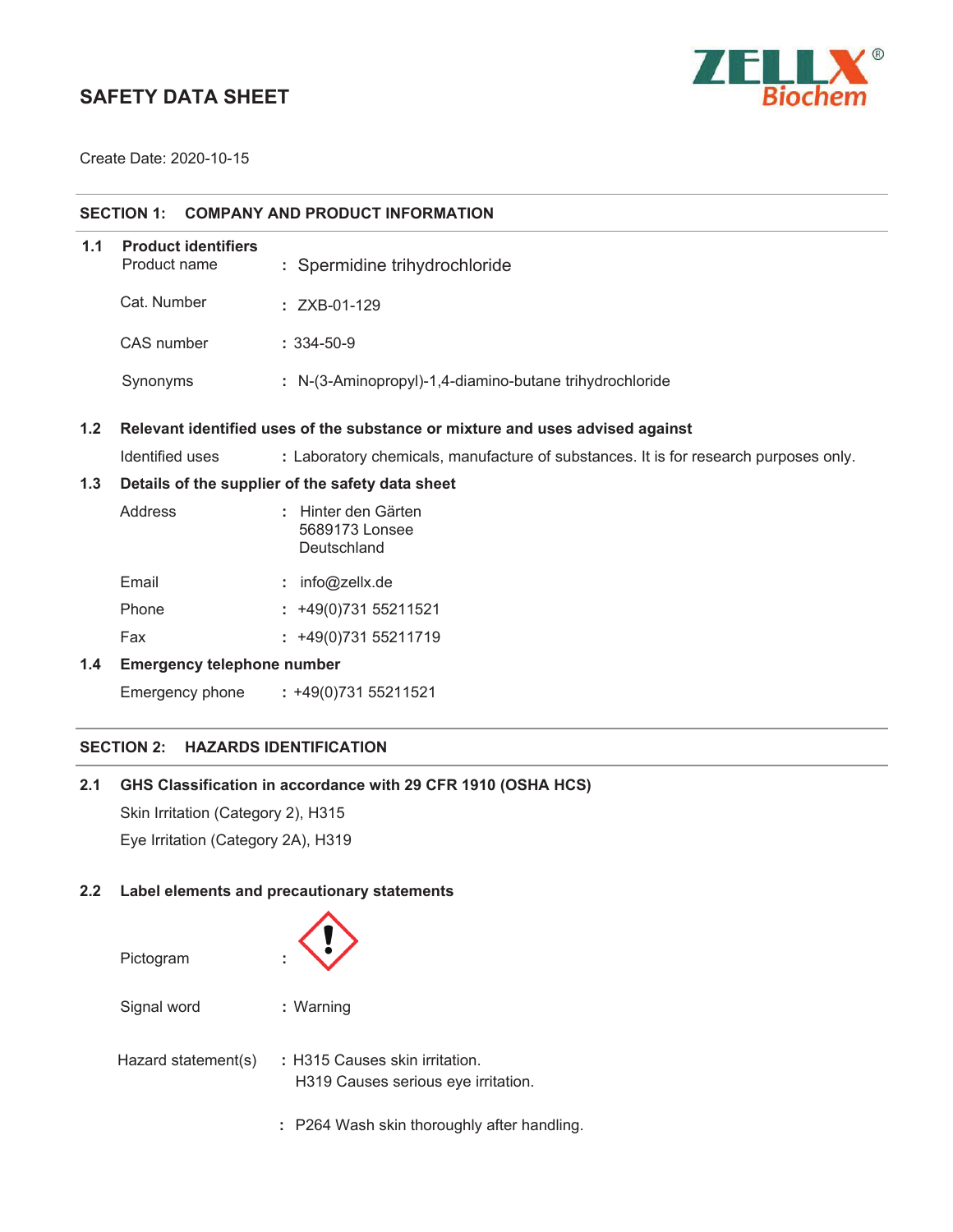# SAFETY DATA SHEET

ZELLX® Biochem

Create Date: 2020-10-15

## SECTION 1: COMPANY AND PRODUCT INFORMATION

### 1.1 Product identifiers

| | | |
|---|---|---|
| Product name | : | Spermidine trihydrochloride |
| Cat. Number | : | ZXB-01-129 |
| CAS number | : | 334-50-9 |
| Synonyms | : | N-(3-Aminopropyl)-1,4-diamino-butane trihydrochloride |

### 1.2 Relevant identified uses of the substance or mixture and uses advised against

Identified uses : Laboratory chemicals, manufacture of substances. It is for research purposes only.

### 1.3 Details of the supplier of the safety data sheet

| | | |
|---|---|---|
| Address | : | Hinter den Gärten<br>5689173 Lonsee<br>Deutschland |
| Email | : | info@zellx.de |
| Phone | : | +49(0)731 55211521 |
| Fax | : | +49(0)731 55211719 |

### 1.4 Emergency telephone number

Emergency phone : +49(0)731 55211521

## SECTION 2: HAZARDS IDENTIFICATION

### 2.1 GHS Classification in accordance with 29 CFR 1910 (OSHA HCS)

Skin Irritation (Category 2), H315

Eye Irritation (Category 2A), H319

### 2.2 Label elements and precautionary statements

Pictogram :

Signal word : Warning

Hazard statement(s) : H315 Causes skin irritation.
H319 Causes serious eye irritation.

: P264 Wash skin thoroughly after handling.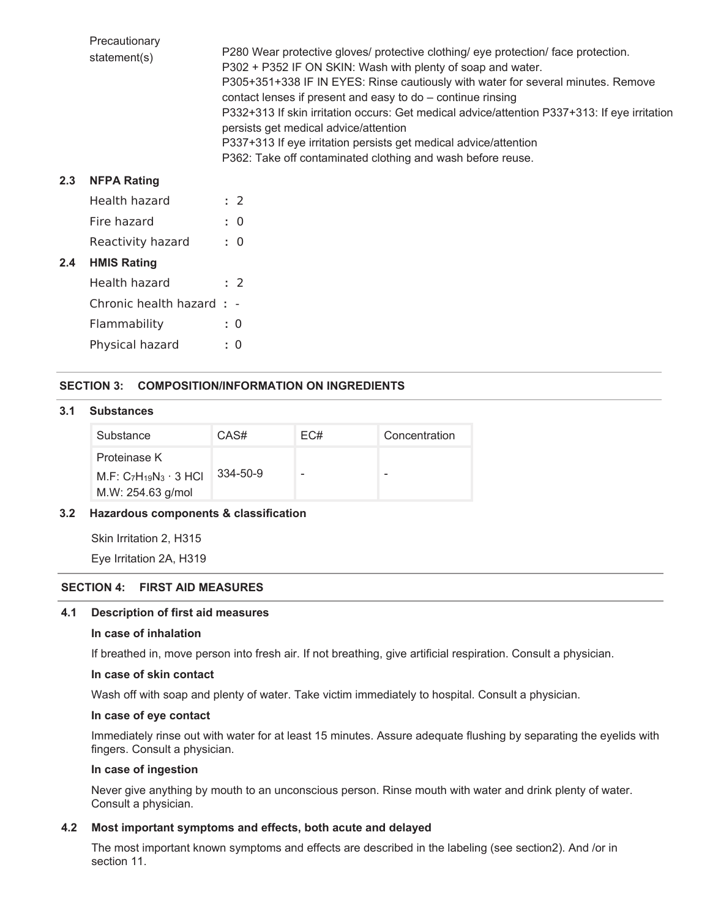Precautionary statement(s)

P280 Wear protective gloves/ protective clothing/ eye protection/ face protection.
P302 + P352 IF ON SKIN: Wash with plenty of soap and water.
P305+351+338 IF IN EYES: Rinse cautiously with water for several minutes. Remove contact lenses if present and easy to do – continue rinsing
P332+313 If skin irritation occurs: Get medical advice/attention P337+313: If eye irritation persists get medical advice/attention
P337+313 If eye irritation persists get medical advice/attention
P362: Take off contaminated clothing and wash before reuse.

## 2.3 NFPA Rating

Health hazard : 2
Fire hazard : 0
Reactivity hazard : 0

## 2.4 HMIS Rating

Health hazard : 2
Chronic health hazard : -
Flammability : 0
Physical hazard : 0

## SECTION 3: COMPOSITION/INFORMATION ON INGREDIENTS

### 3.1 Substances

| Substance | CAS# | EC# | Concentration |
| --- | --- | --- | --- |
| Proteinase K<br>M.F: $C_7H_{19}N_3 \cdot 3\ HCl$<br>M.W: 254.63 g/mol | 334-50-9 | - | - |

### 3.2 Hazardous components & classification

Skin Irritation 2, H315

Eye Irritation 2A, H319

## SECTION 4: FIRST AID MEASURES

### 4.1 Description of first aid measures

**In case of inhalation**

If breathed in, move person into fresh air. If not breathing, give artificial respiration. Consult a physician.

**In case of skin contact**

Wash off with soap and plenty of water. Take victim immediately to hospital. Consult a physician.

**In case of eye contact**

Immediately rinse out with water for at least 15 minutes. Assure adequate flushing by separating the eyelids with fingers. Consult a physician.

**In case of ingestion**

Never give anything by mouth to an unconscious person. Rinse mouth with water and drink plenty of water. Consult a physician.

### 4.2 Most important symptoms and effects, both acute and delayed

The most important known symptoms and effects are described in the labeling (see section2). And /or in section 11.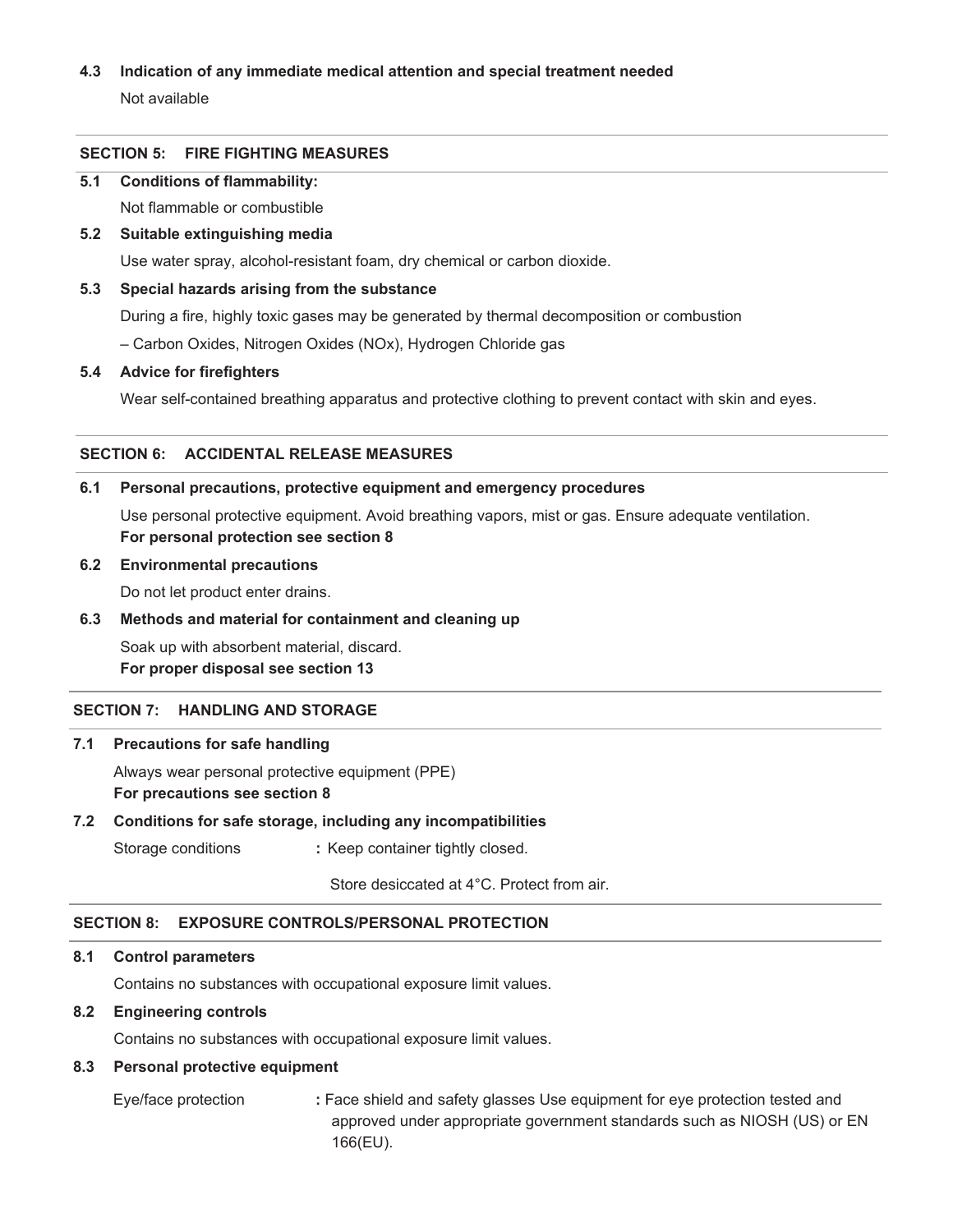### 4.3 Indication of any immediate medical attention and special treatment needed

Not available

## SECTION 5: FIRE FIGHTING MEASURES

### 5.1 Conditions of flammability:

Not flammable or combustible

### 5.2 Suitable extinguishing media

Use water spray, alcohol-resistant foam, dry chemical or carbon dioxide.

### 5.3 Special hazards arising from the substance

During a fire, highly toxic gases may be generated by thermal decomposition or combustion

– Carbon Oxides, Nitrogen Oxides (NOx), Hydrogen Chloride gas

### 5.4 Advice for firefighters

Wear self-contained breathing apparatus and protective clothing to prevent contact with skin and eyes.

## SECTION 6: ACCIDENTAL RELEASE MEASURES

### 6.1 Personal precautions, protective equipment and emergency procedures

Use personal protective equipment. Avoid breathing vapors, mist or gas. Ensure adequate ventilation.
**For personal protection see section 8**

### 6.2 Environmental precautions

Do not let product enter drains.

### 6.3 Methods and material for containment and cleaning up

Soak up with absorbent material, discard.
**For proper disposal see section 13**

## SECTION 7: HANDLING AND STORAGE

### 7.1 Precautions for safe handling

Always wear personal protective equipment (PPE)
**For precautions see section 8**

### 7.2 Conditions for safe storage, including any incompatibilities

Storage conditions **:** Keep container tightly closed.

Store desiccated at 4°C. Protect from air.

## SECTION 8: EXPOSURE CONTROLS/PERSONAL PROTECTION

### 8.1 Control parameters

Contains no substances with occupational exposure limit values.

### 8.2 Engineering controls

Contains no substances with occupational exposure limit values.

### 8.3 Personal protective equipment

Eye/face protection **:** Face shield and safety glasses Use equipment for eye protection tested and approved under appropriate government standards such as NIOSH (US) or EN 166(EU).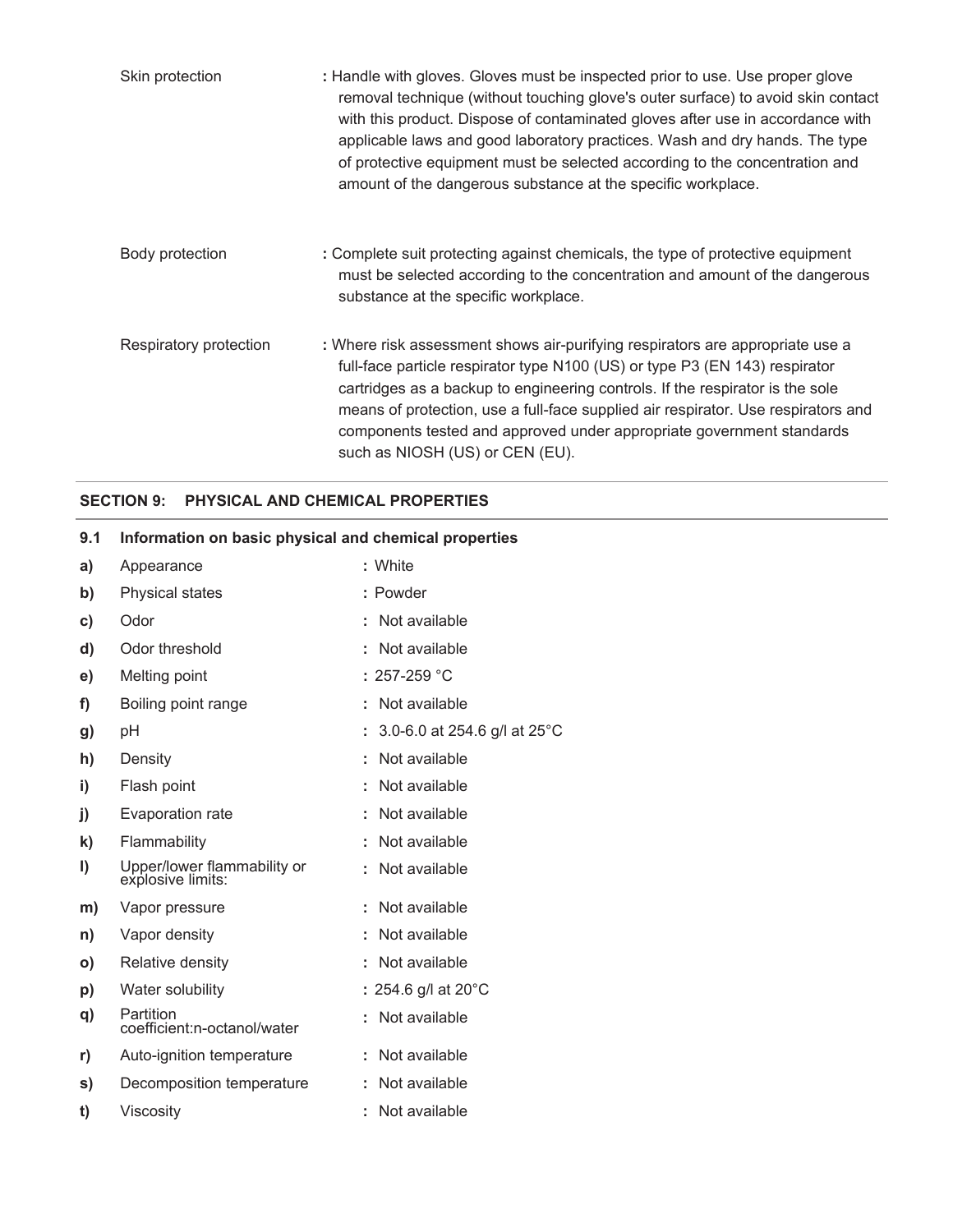Skin protection : Handle with gloves. Gloves must be inspected prior to use. Use proper glove removal technique (without touching glove's outer surface) to avoid skin contact with this product. Dispose of contaminated gloves after use in accordance with applicable laws and good laboratory practices. Wash and dry hands. The type of protective equipment must be selected according to the concentration and amount of the dangerous substance at the specific workplace.

Body protection : Complete suit protecting against chemicals, the type of protective equipment must be selected according to the concentration and amount of the dangerous substance at the specific workplace.

Respiratory protection : Where risk assessment shows air-purifying respirators are appropriate use a full-face particle respirator type N100 (US) or type P3 (EN 143) respirator cartridges as a backup to engineering controls. If the respirator is the sole means of protection, use a full-face supplied air respirator. Use respirators and components tested and approved under appropriate government standards such as NIOSH (US) or CEN (EU).

## SECTION 9: PHYSICAL AND CHEMICAL PROPERTIES

### 9.1 Information on basic physical and chemical properties

| | Property | Value |
|---|---|---|
| a) | Appearance | : White |
| b) | Physical states | : Powder |
| c) | Odor | : Not available |
| d) | Odor threshold | : Not available |
| e) | Melting point | : 257-259 °C |
| f) | Boiling point range | : Not available |
| g) | pH | : 3.0-6.0 at 254.6 g/l at 25°C |
| h) | Density | : Not available |
| i) | Flash point | : Not available |
| j) | Evaporation rate | : Not available |
| k) | Flammability | : Not available |
| l) | Upper/lower flammability or explosive limits: | : Not available |
| m) | Vapor pressure | : Not available |
| n) | Vapor density | : Not available |
| o) | Relative density | : Not available |
| p) | Water solubility | : 254.6 g/l at 20°C |
| q) | Partition coefficient:n-octanol/water | : Not available |
| r) | Auto-ignition temperature | : Not available |
| s) | Decomposition temperature | : Not available |
| t) | Viscosity | : Not available |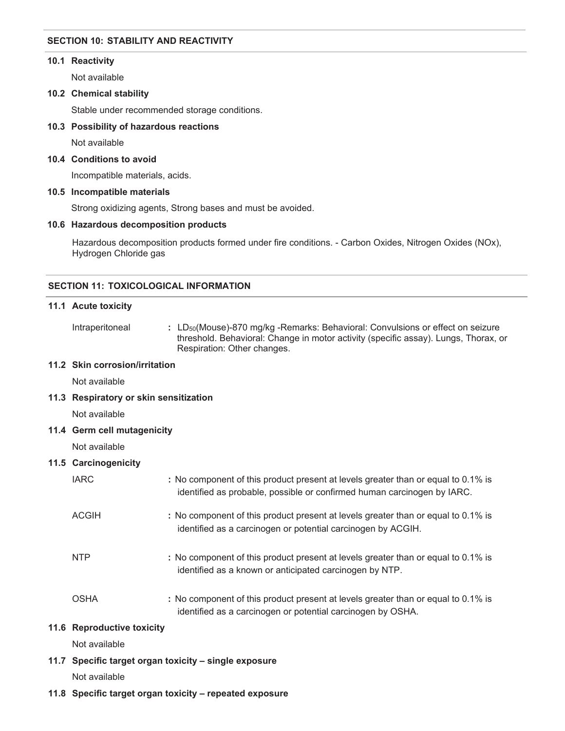## SECTION 10: STABILITY AND REACTIVITY

### 10.1 Reactivity

Not available

### 10.2 Chemical stability

Stable under recommended storage conditions.

### 10.3 Possibility of hazardous reactions

Not available

### 10.4 Conditions to avoid

Incompatible materials, acids.

### 10.5 Incompatible materials

Strong oxidizing agents, Strong bases and must be avoided.

### 10.6 Hazardous decomposition products

Hazardous decomposition products formed under fire conditions. - Carbon Oxides, Nitrogen Oxides (NOx), Hydrogen Chloride gas

## SECTION 11: TOXICOLOGICAL INFORMATION

### 11.1 Acute toxicity

Intraperitoneal : $LD_{50}$(Mouse)-870 mg/kg -Remarks: Behavioral: Convulsions or effect on seizure threshold. Behavioral: Change in motor activity (specific assay). Lungs, Thorax, or Respiration: Other changes.

### 11.2 Skin corrosion/irritation

Not available

### 11.3 Respiratory or skin sensitization

Not available

### 11.4 Germ cell mutagenicity

Not available

### 11.5 Carcinogenicity

IARC : No component of this product present at levels greater than or equal to 0.1% is identified as probable, possible or confirmed human carcinogen by IARC.

ACGIH : No component of this product present at levels greater than or equal to 0.1% is identified as a carcinogen or potential carcinogen by ACGIH.

NTP : No component of this product present at levels greater than or equal to 0.1% is identified as a known or anticipated carcinogen by NTP.

OSHA : No component of this product present at levels greater than or equal to 0.1% is identified as a carcinogen or potential carcinogen by OSHA.

### 11.6 Reproductive toxicity

Not available

### 11.7 Specific target organ toxicity – single exposure

Not available

### 11.8 Specific target organ toxicity – repeated exposure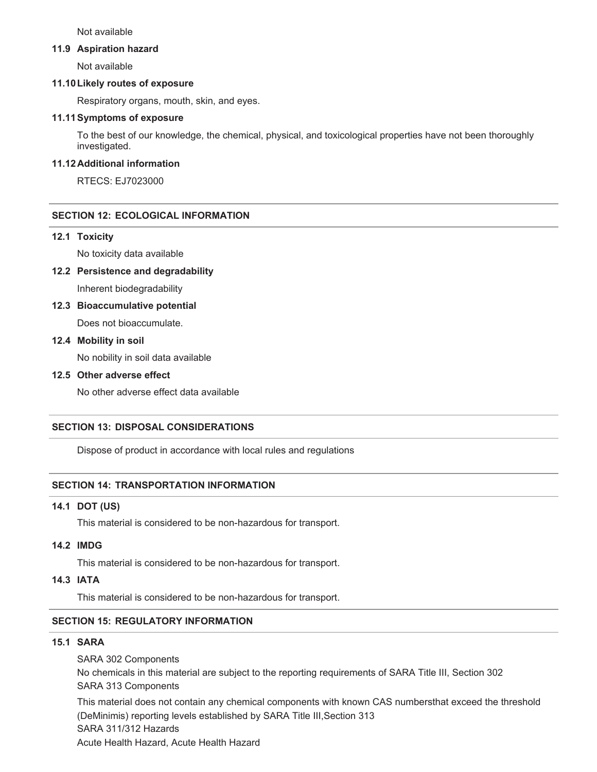Not available

### 11.9 Aspiration hazard

Not available

### 11.10 Likely routes of exposure

Respiratory organs, mouth, skin, and eyes.

### 11.11 Symptoms of exposure

To the best of our knowledge, the chemical, physical, and toxicological properties have not been thoroughly investigated.

### 11.12 Additional information

RTECS: EJ7023000

## SECTION 12: ECOLOGICAL INFORMATION

### 12.1 Toxicity

No toxicity data available

### 12.2 Persistence and degradability

Inherent biodegradability

### 12.3 Bioaccumulative potential

Does not bioaccumulate.

### 12.4 Mobility in soil

No nobility in soil data available

### 12.5 Other adverse effect

No other adverse effect data available

## SECTION 13: DISPOSAL CONSIDERATIONS

Dispose of product in accordance with local rules and regulations

## SECTION 14: TRANSPORTATION INFORMATION

### 14.1 DOT (US)

This material is considered to be non-hazardous for transport.

### 14.2 IMDG

This material is considered to be non-hazardous for transport.

### 14.3 IATA

This material is considered to be non-hazardous for transport.

## SECTION 15: REGULATORY INFORMATION

### 15.1 SARA

SARA 302 Components
No chemicals in this material are subject to the reporting requirements of SARA Title III, Section 302
SARA 313 Components

This material does not contain any chemical components with known CAS numbersthat exceed the threshold (DeMinimis) reporting levels established by SARA Title III,Section 313
SARA 311/312 Hazards
Acute Health Hazard, Acute Health Hazard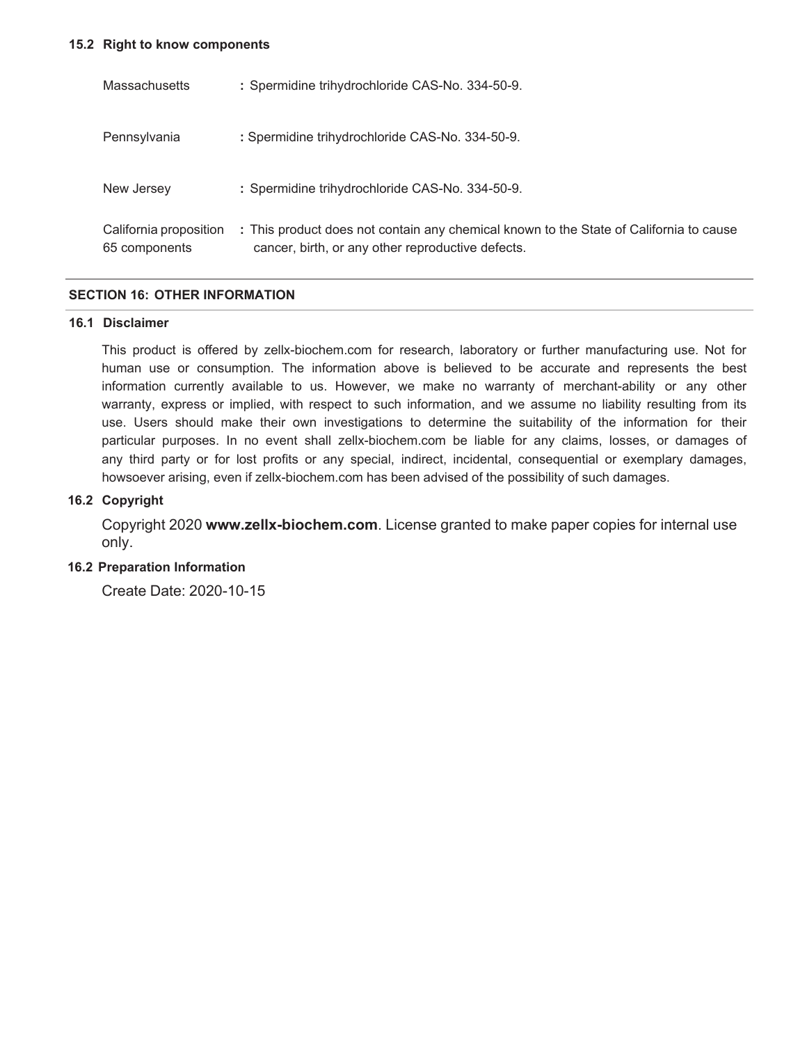### 15.2 Right to know components

| | |
|---|---|
| Massachusetts | : Spermidine trihydrochloride CAS-No. 334-50-9. |
| Pennsylvania | : Spermidine trihydrochloride CAS-No. 334-50-9. |
| New Jersey | : Spermidine trihydrochloride CAS-No. 334-50-9. |
| California proposition 65 components | : This product does not contain any chemical known to the State of California to cause cancer, birth, or any other reproductive defects. |

## SECTION 16: OTHER INFORMATION

### 16.1 Disclaimer

This product is offered by zellx-biochem.com for research, laboratory or further manufacturing use. Not for human use or consumption. The information above is believed to be accurate and represents the best information currently available to us. However, we make no warranty of merchant-ability or any other warranty, express or implied, with respect to such information, and we assume no liability resulting from its use. Users should make their own investigations to determine the suitability of the information for their particular purposes. In no event shall zellx-biochem.com be liable for any claims, losses, or damages of any third party or for lost profits or any special, indirect, incidental, consequential or exemplary damages, howsoever arising, even if zellx-biochem.com has been advised of the possibility of such damages.

### 16.2 Copyright

Copyright 2020 **www.zellx-biochem.com**. License granted to make paper copies for internal use only.

### 16.2 Preparation Information

Create Date: 2020-10-15